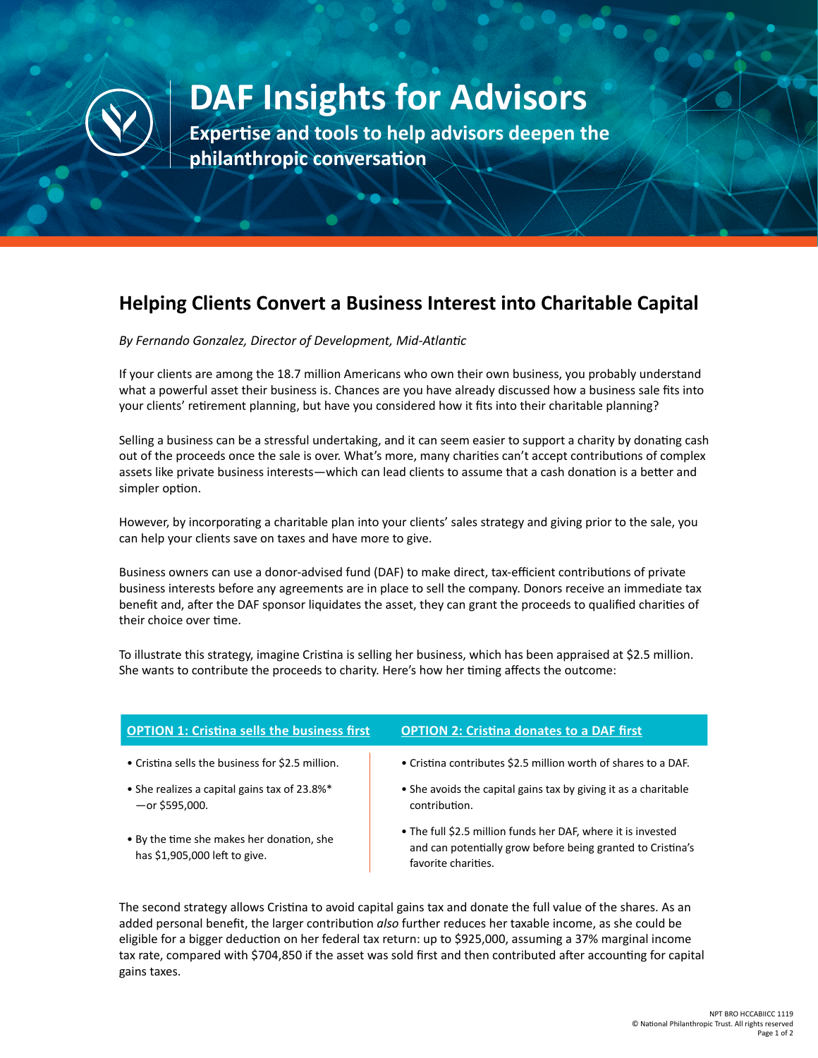# DAF Insights for Advisors

**Expertise and tools to help advisors deepen the philanthropic conversation**

## Helping Clients Convert a Business Interest into Charitable Capital

*By Fernando Gonzalez, Director of Development, Mid-Atlantic*

If your clients are among the 18.7 million Americans who own their own business, you probably understand what a powerful asset their business is. Chances are you have already discussed how a business sale fits into your clients' retirement planning, but have you considered how it fits into their charitable planning?

Selling a business can be a stressful undertaking, and it can seem easier to support a charity by donating cash out of the proceeds once the sale is over. What's more, many charities can't accept contributions of complex assets like private business interests—which can lead clients to assume that a cash donation is a better and simpler option.

However, by incorporating a charitable plan into your clients' sales strategy and giving prior to the sale, you can help your clients save on taxes and have more to give.

Business owners can use a donor-advised fund (DAF) to make direct, tax-efficient contributions of private business interests before any agreements are in place to sell the company. Donors receive an immediate tax benefit and, after the DAF sponsor liquidates the asset, they can grant the proceeds to qualified charities of their choice over time.

To illustrate this strategy, imagine Cristina is selling her business, which has been appraised at $2.5 million. She wants to contribute the proceeds to charity. Here's how her timing affects the outcome:

| **OPTION 1: Cristina sells the business first** | **OPTION 2: Cristina donates to a DAF first** |
|---|---|
| • Cristina sells the business for $2.5 million. | • Cristina contributes $2.5 million worth of shares to a DAF. |
| • She realizes a capital gains tax of 23.8%* —or $595,000. | • She avoids the capital gains tax by giving it as a charitable contribution. |
| • By the time she makes her donation, she has $1,905,000 left to give. | • The full $2.5 million funds her DAF, where it is invested and can potentially grow before being granted to Cristina's favorite charities. |

The second strategy allows Cristina to avoid capital gains tax and donate the full value of the shares. As an added personal benefit, the larger contribution *also* further reduces her taxable income, as she could be eligible for a bigger deduction on her federal tax return: up to $925,000, assuming a 37% marginal income tax rate, compared with $704,850 if the asset was sold first and then contributed after accounting for capital gains taxes.

NPT BRO HCCABIICC 1119
© National Philanthropic Trust. All rights reserved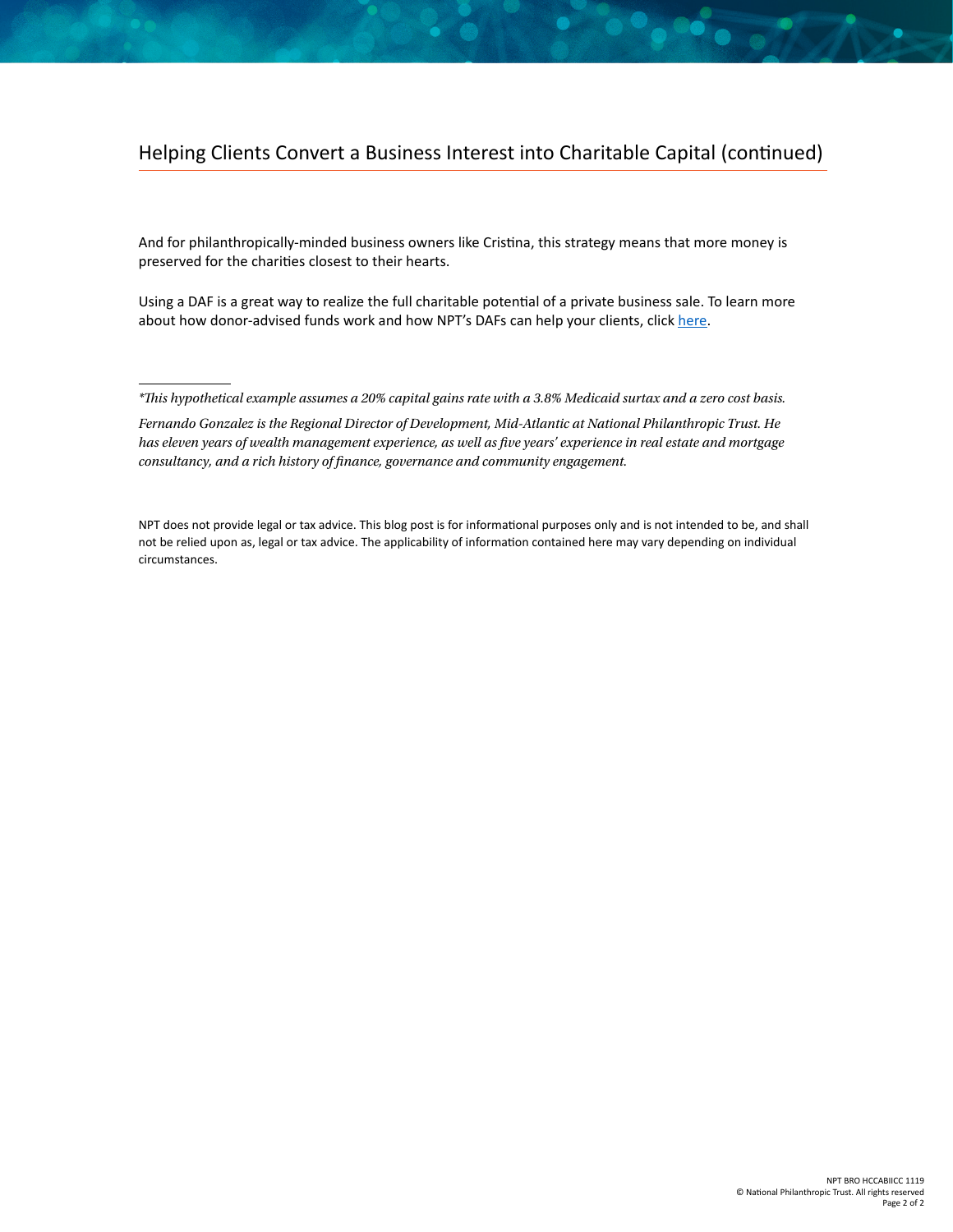## Helping Clients Convert a Business Interest into Charitable Capital (continued)

And for philanthropically-minded business owners like Cristina, this strategy means that more money is preserved for the charities closest to their hearts.

Using a DAF is a great way to realize the full charitable potential of a private business sale. To learn more about how donor-advised funds work and how NPT's DAFs can help your clients, click here.

---

*\*This hypothetical example assumes a 20% capital gains rate with a 3.8% Medicaid surtax and a zero cost basis.*

*Fernando Gonzalez is the Regional Director of Development, Mid-Atlantic at National Philanthropic Trust. He has eleven years of wealth management experience, as well as five years' experience in real estate and mortgage consultancy, and a rich history of finance, governance and community engagement.*

NPT does not provide legal or tax advice. This blog post is for informational purposes only and is not intended to be, and shall not be relied upon as, legal or tax advice. The applicability of information contained here may vary depending on individual circumstances.

NPT BRO HCCABIICC 1119
© National Philanthropic Trust. All rights reserved